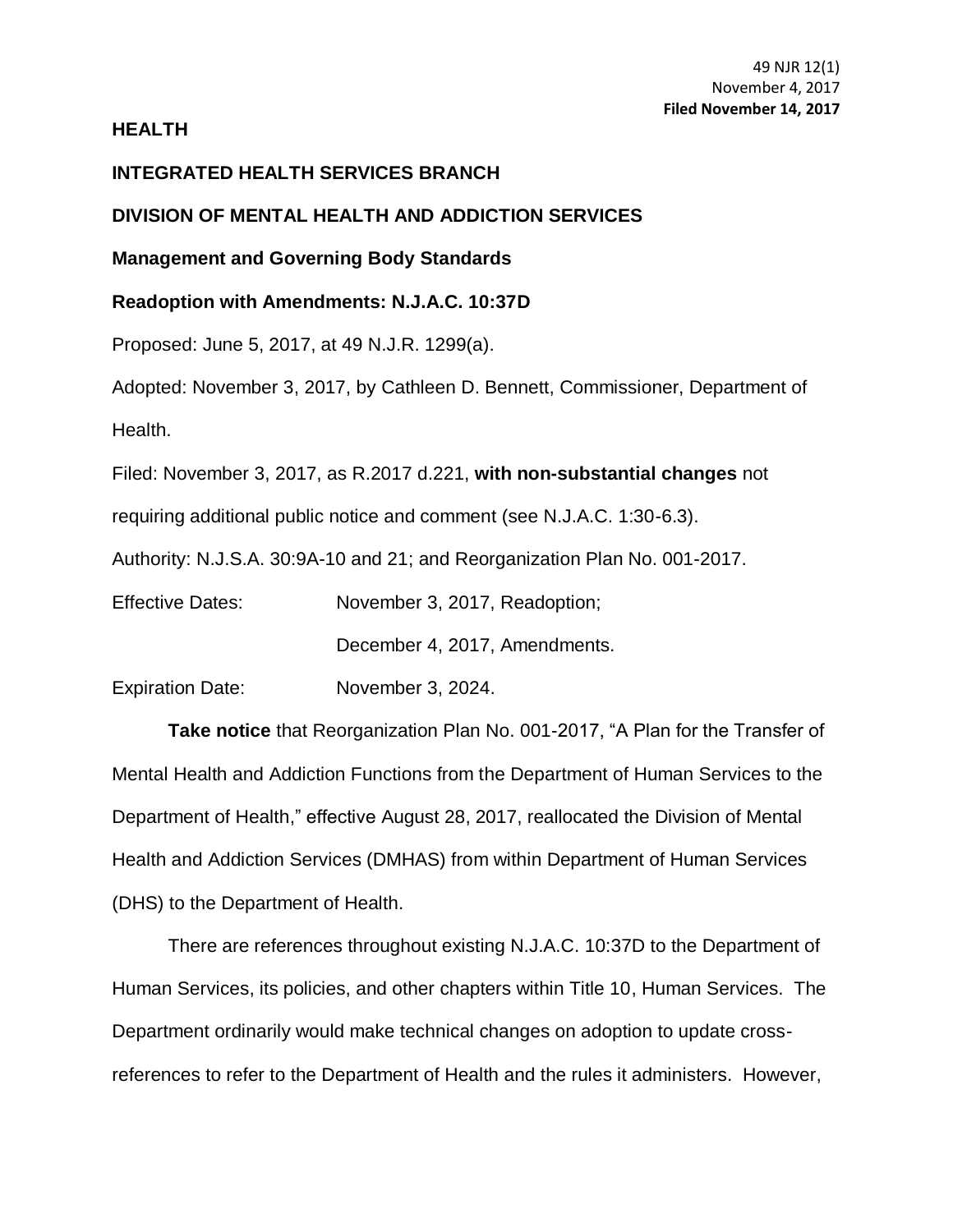49 NJR 12(1)
November 4, 2017
**Filed November 14, 2017**

**HEALTH**

**INTEGRATED HEALTH SERVICES BRANCH**

**DIVISION OF MENTAL HEALTH AND ADDICTION SERVICES**

**Management and Governing Body Standards**

**Readoption with Amendments: N.J.A.C. 10:37D**

Proposed: June 5, 2017, at 49 N.J.R. 1299(a).

Adopted: November 3, 2017, by Cathleen D. Bennett, Commissioner, Department of Health.

Filed: November 3, 2017, as R.2017 d.221, **with non-substantial changes** not requiring additional public notice and comment (see N.J.A.C. 1:30-6.3).

Authority: N.J.S.A. 30:9A-10 and 21; and Reorganization Plan No. 001-2017.

Effective Dates: November 3, 2017, Readoption;

December 4, 2017, Amendments.

Expiration Date: November 3, 2024.

**Take notice** that Reorganization Plan No. 001-2017, "A Plan for the Transfer of Mental Health and Addiction Functions from the Department of Human Services to the Department of Health," effective August 28, 2017, reallocated the Division of Mental Health and Addiction Services (DMHAS) from within Department of Human Services (DHS) to the Department of Health.

There are references throughout existing N.J.A.C. 10:37D to the Department of Human Services, its policies, and other chapters within Title 10, Human Services. The Department ordinarily would make technical changes on adoption to update cross-references to refer to the Department of Health and the rules it administers. However,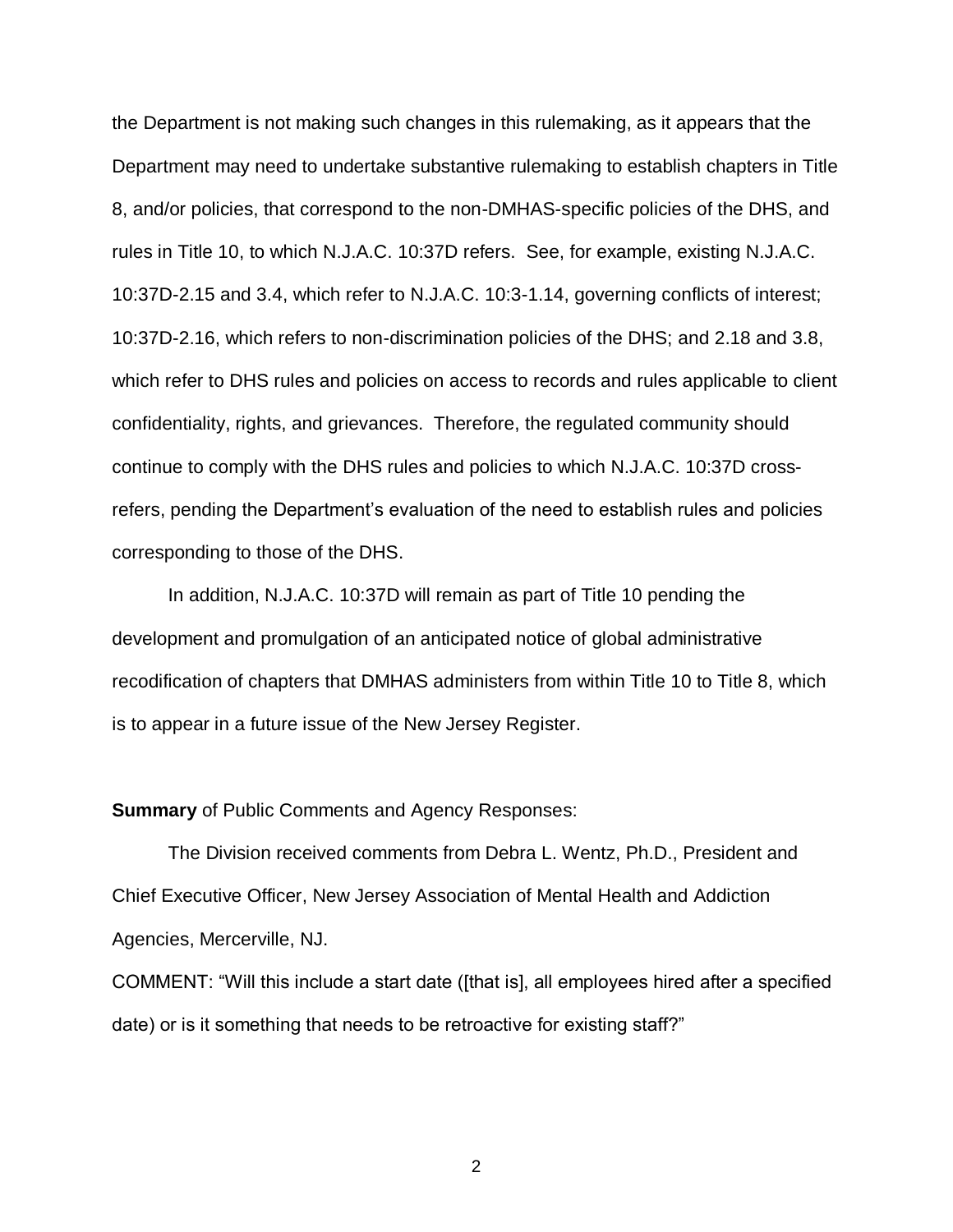the Department is not making such changes in this rulemaking, as it appears that the Department may need to undertake substantive rulemaking to establish chapters in Title 8, and/or policies, that correspond to the non-DMHAS-specific policies of the DHS, and rules in Title 10, to which N.J.A.C. 10:37D refers. See, for example, existing N.J.A.C. 10:37D-2.15 and 3.4, which refer to N.J.A.C. 10:3-1.14, governing conflicts of interest; 10:37D-2.16, which refers to non-discrimination policies of the DHS; and 2.18 and 3.8, which refer to DHS rules and policies on access to records and rules applicable to client confidentiality, rights, and grievances. Therefore, the regulated community should continue to comply with the DHS rules and policies to which N.J.A.C. 10:37D cross-refers, pending the Department's evaluation of the need to establish rules and policies corresponding to those of the DHS.

In addition, N.J.A.C. 10:37D will remain as part of Title 10 pending the development and promulgation of an anticipated notice of global administrative recodification of chapters that DMHAS administers from within Title 10 to Title 8, which is to appear in a future issue of the New Jersey Register.

**Summary** of Public Comments and Agency Responses:

The Division received comments from Debra L. Wentz, Ph.D., President and Chief Executive Officer, New Jersey Association of Mental Health and Addiction Agencies, Mercerville, NJ.

COMMENT: "Will this include a start date ([that is], all employees hired after a specified date) or is it something that needs to be retroactive for existing staff?"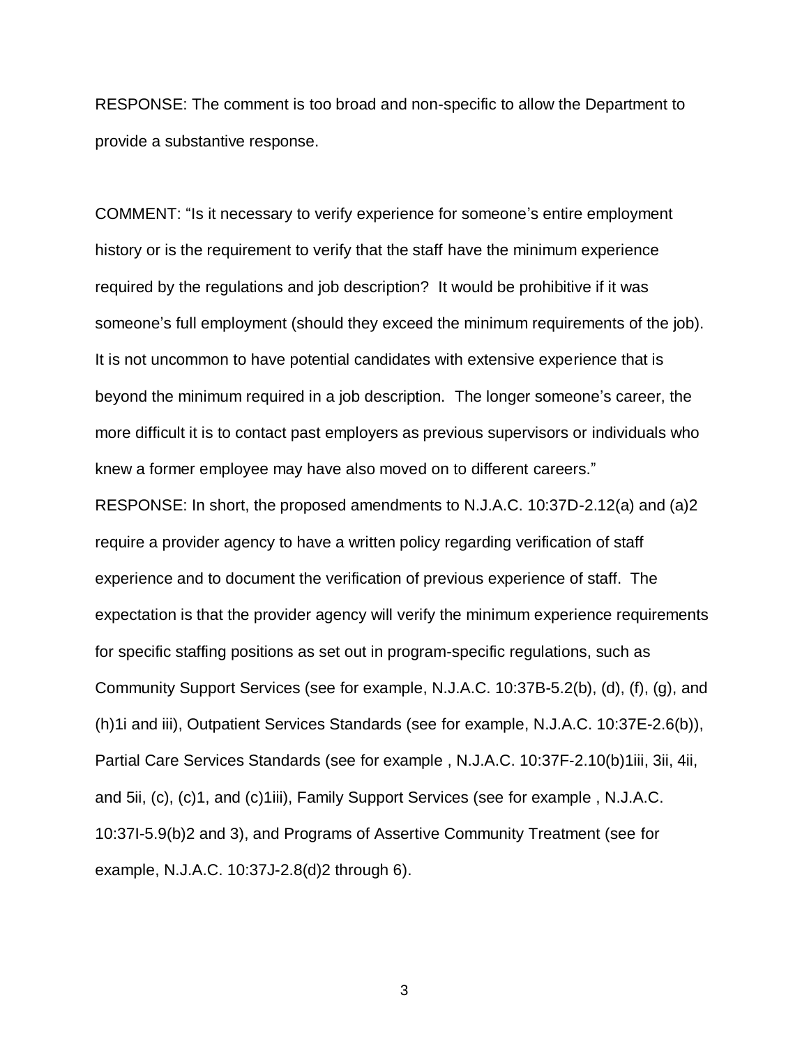RESPONSE: The comment is too broad and non-specific to allow the Department to provide a substantive response.

COMMENT: "Is it necessary to verify experience for someone's entire employment history or is the requirement to verify that the staff have the minimum experience required by the regulations and job description? It would be prohibitive if it was someone's full employment (should they exceed the minimum requirements of the job). It is not uncommon to have potential candidates with extensive experience that is beyond the minimum required in a job description. The longer someone's career, the more difficult it is to contact past employers as previous supervisors or individuals who knew a former employee may have also moved on to different careers."

RESPONSE: In short, the proposed amendments to N.J.A.C. 10:37D-2.12(a) and (a)2 require a provider agency to have a written policy regarding verification of staff experience and to document the verification of previous experience of staff. The expectation is that the provider agency will verify the minimum experience requirements for specific staffing positions as set out in program-specific regulations, such as Community Support Services (see for example, N.J.A.C. 10:37B-5.2(b), (d), (f), (g), and (h)1i and iii), Outpatient Services Standards (see for example, N.J.A.C. 10:37E-2.6(b)), Partial Care Services Standards (see for example , N.J.A.C. 10:37F-2.10(b)1iii, 3ii, 4ii, and 5ii, (c), (c)1, and (c)1iii), Family Support Services (see for example , N.J.A.C. 10:37I-5.9(b)2 and 3), and Programs of Assertive Community Treatment (see for example, N.J.A.C. 10:37J-2.8(d)2 through 6).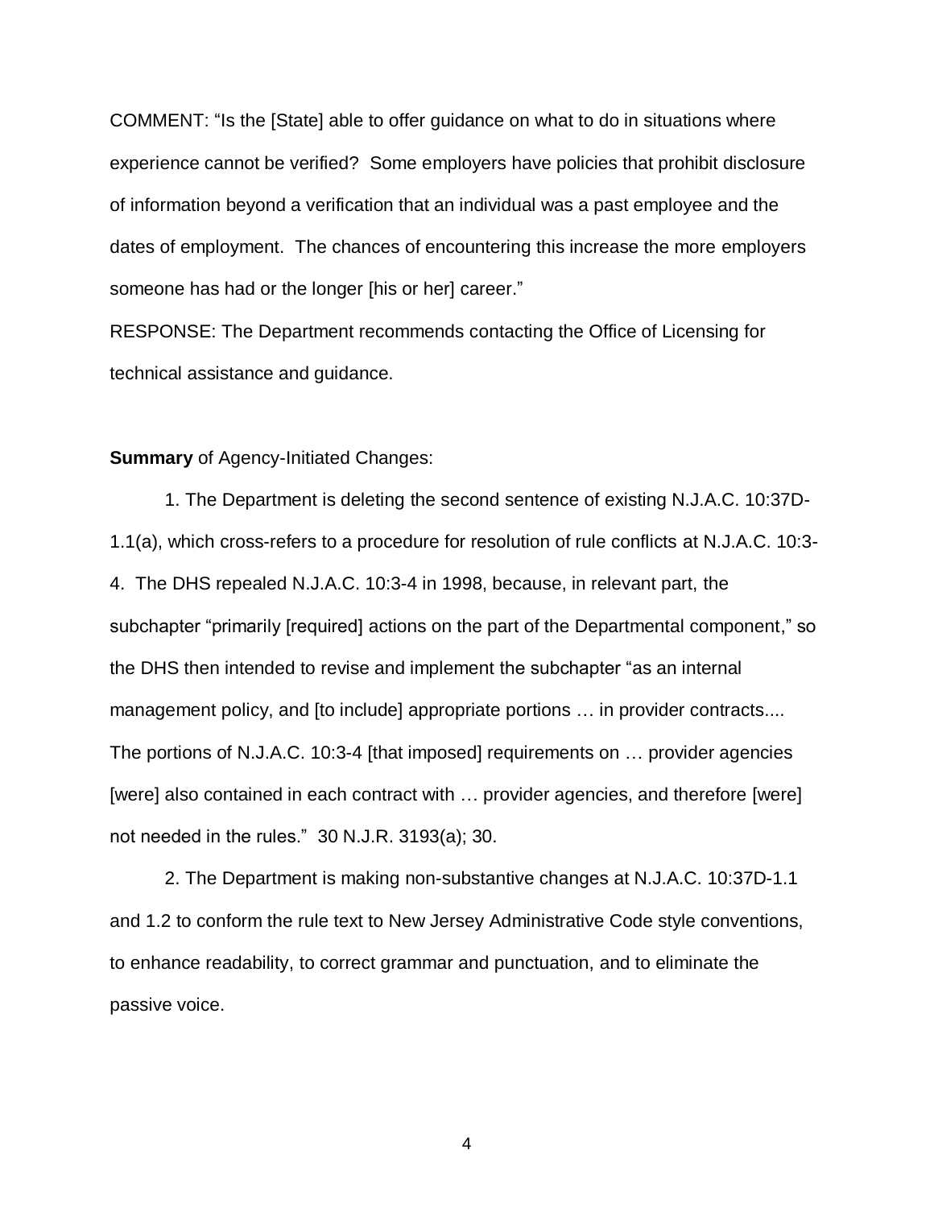COMMENT: "Is the [State] able to offer guidance on what to do in situations where experience cannot be verified? Some employers have policies that prohibit disclosure of information beyond a verification that an individual was a past employee and the dates of employment. The chances of encountering this increase the more employers someone has had or the longer [his or her] career."

RESPONSE: The Department recommends contacting the Office of Licensing for technical assistance and guidance.

**Summary** of Agency-Initiated Changes:

1. The Department is deleting the second sentence of existing N.J.A.C. 10:37D-1.1(a), which cross-refers to a procedure for resolution of rule conflicts at N.J.A.C. 10:3-4. The DHS repealed N.J.A.C. 10:3-4 in 1998, because, in relevant part, the subchapter "primarily [required] actions on the part of the Departmental component," so the DHS then intended to revise and implement the subchapter "as an internal management policy, and [to include] appropriate portions … in provider contracts.... The portions of N.J.A.C. 10:3-4 [that imposed] requirements on … provider agencies [were] also contained in each contract with … provider agencies, and therefore [were] not needed in the rules." 30 N.J.R. 3193(a); 30.

2. The Department is making non-substantive changes at N.J.A.C. 10:37D-1.1 and 1.2 to conform the rule text to New Jersey Administrative Code style conventions, to enhance readability, to correct grammar and punctuation, and to eliminate the passive voice.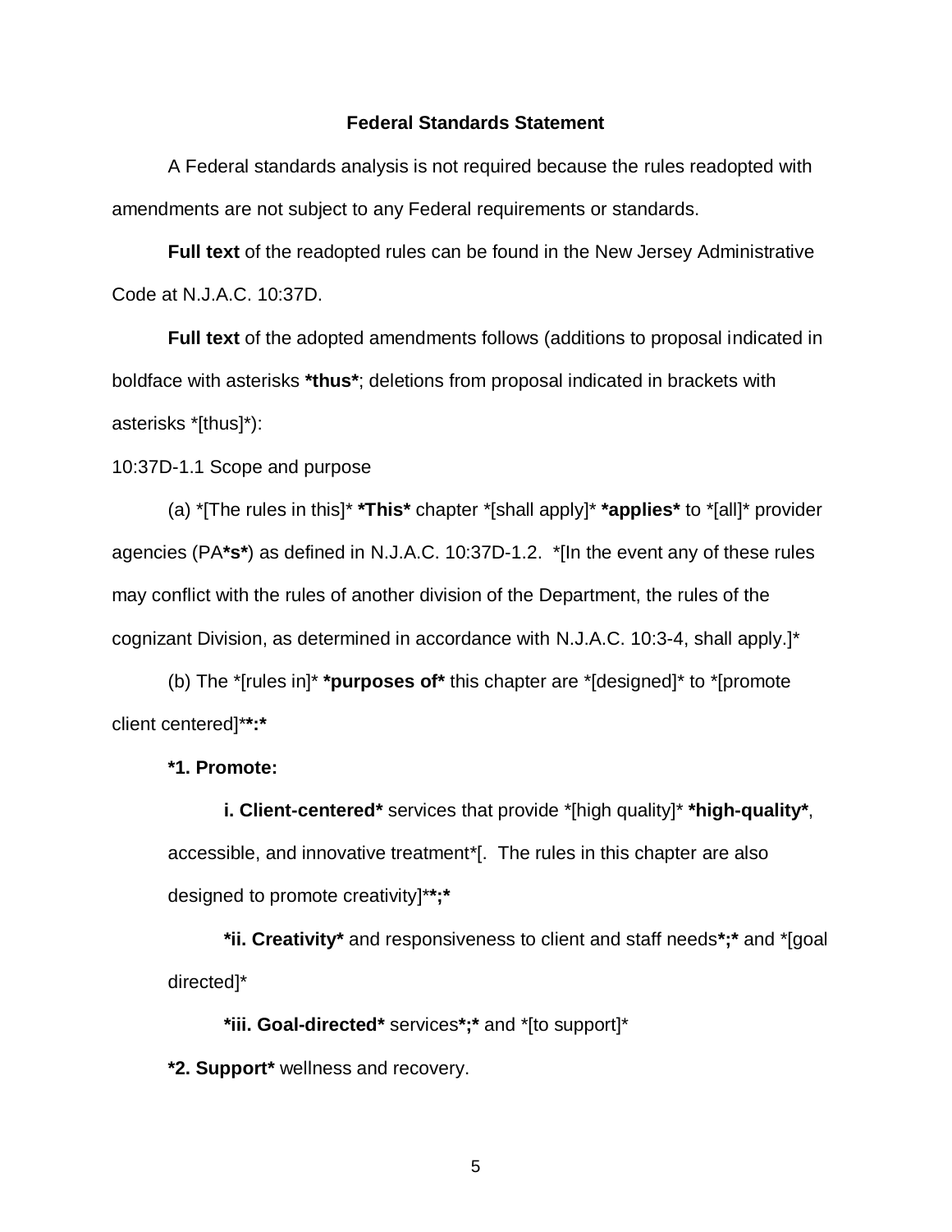**Federal Standards Statement**

A Federal standards analysis is not required because the rules readopted with amendments are not subject to any Federal requirements or standards.

**Full text** of the readopted rules can be found in the New Jersey Administrative Code at N.J.A.C. 10:37D.

**Full text** of the adopted amendments follows (additions to proposal indicated in boldface with asterisks ***thus***; deletions from proposal indicated in brackets with asterisks *[thus]*):

10:37D-1.1 Scope and purpose

(a) *[The rules in this]* ***This*** chapter *[shall apply]* ***applies*** to *[all]* provider agencies (PA***s***) as defined in N.J.A.C. 10:37D-1.2. *[In the event any of these rules may conflict with the rules of another division of the Department, the rules of the cognizant Division, as determined in accordance with N.J.A.C. 10:3-4, shall apply.]*

(b) The *[rules in]* ***purposes of*** this chapter are *[designed]* to *[promote client centered]****:***

***1. Promote:***

***i. Client-centered*** services that provide *[high quality]* ***high-quality***, accessible, and innovative treatment*[. The rules in this chapter are also designed to promote creativity]****;***

***ii. Creativity*** and responsiveness to client and staff needs***;*** and *[goal directed]*

***iii. Goal-directed*** services***;*** and *[to support]*

***2. Support*** wellness and recovery.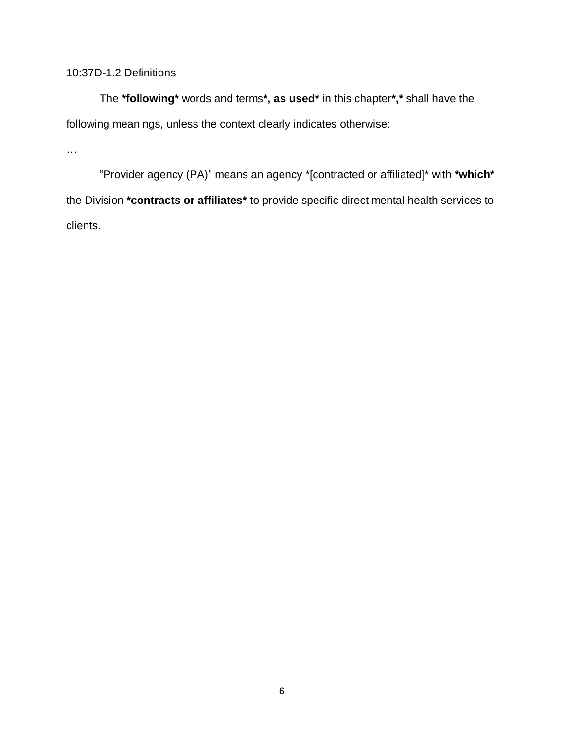10:37D-1.2 Definitions

The ***following*** words and terms***, as used*** in this chapter***,*** shall have the following meanings, unless the context clearly indicates otherwise:

…

"Provider agency (PA)" means an agency *[contracted or affiliated]* with ***which*** the Division ***contracts or affiliates*** to provide specific direct mental health services to clients.